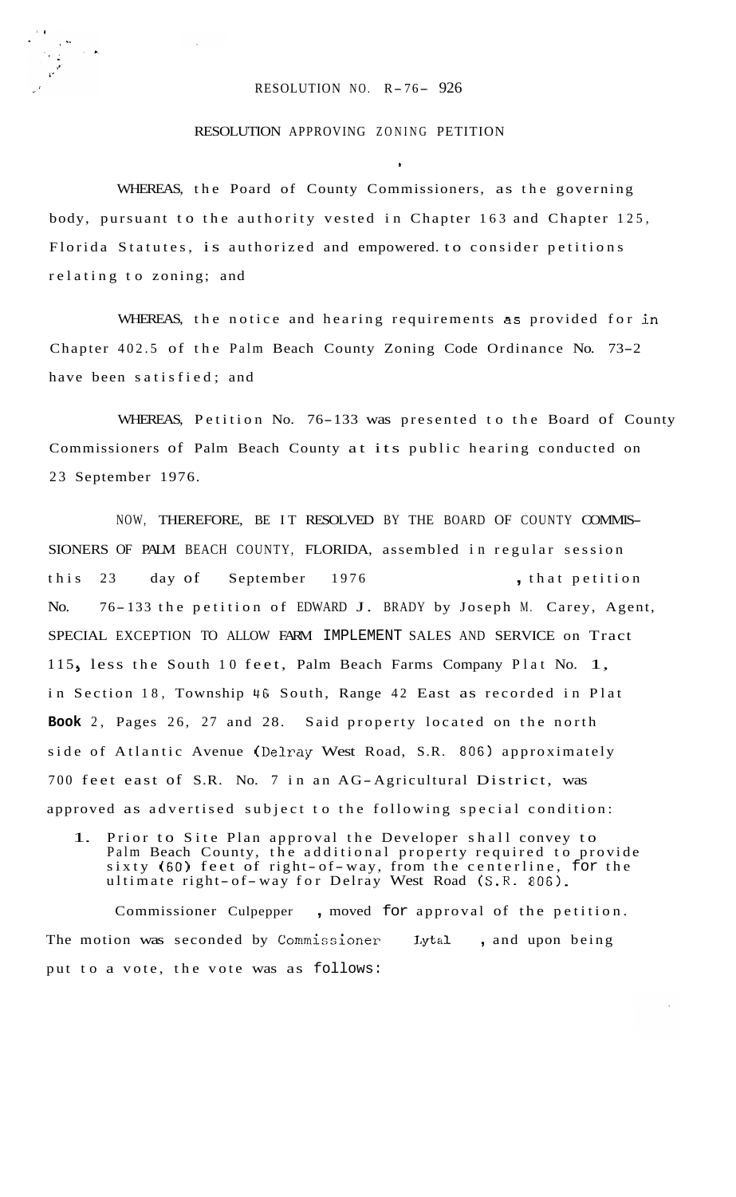RESOLUTION NO. R-76- 926

RESOLUTION APPROVING ZONING PETITION

WHEREAS, the Poard of County Commissioners, as the governing body, pursuant to the authority vested in Chapter 163 and Chapter 125, Florida Statutes, is authorized and empowered. to consider petitions relating to zoning; and

WHEREAS, the notice and hearing requirements as provided for in Chapter 402.5 of the Palm Beach County Zoning Code Ordinance No. 73-2 have been satisfied; and

WHEREAS, Petition No. 76-133 was presented to the Board of County Commissioners of Palm Beach County at its public hearing conducted on 23 September 1976.

NOW, THEREFORE, BE IT RESOLVED BY THE BOARD OF COUNTY COMMISSIONERS OF PALM BEACH COUNTY, FLORIDA, assembled in regular session this 23 day of September 1976, that petition No. 76-133 the petition of EDWARD J. BRADY by Joseph M. Carey, Agent, SPECIAL EXCEPTION TO ALLOW FARM IMPLEMENT SALES AND SERVICE on Tract 115, less the South 10 feet, Palm Beach Farms Company Plat No. 1, in Section 18, Township 46 South, Range 42 East as recorded in Plat Book 2, Pages 26, 27 and 28. Said property located on the north side of Atlantic Avenue (Delray West Road, S.R. 806) approximately 700 feet east of S.R. No. 7 in an AG-Agricultural District, was approved as advertised subject to the following special condition:

1. Prior to Site Plan approval the Developer shall convey to Palm Beach County, the additional property required to provide sixty (60) feet of right-of-way, from the centerline, for the ultimate right-of-way for Delray West Road (S.R. 806).

Commissioner Culpepper, moved for approval of the petition. The motion was seconded by Commissioner Lytal, and upon being put to a vote, the vote was as follows: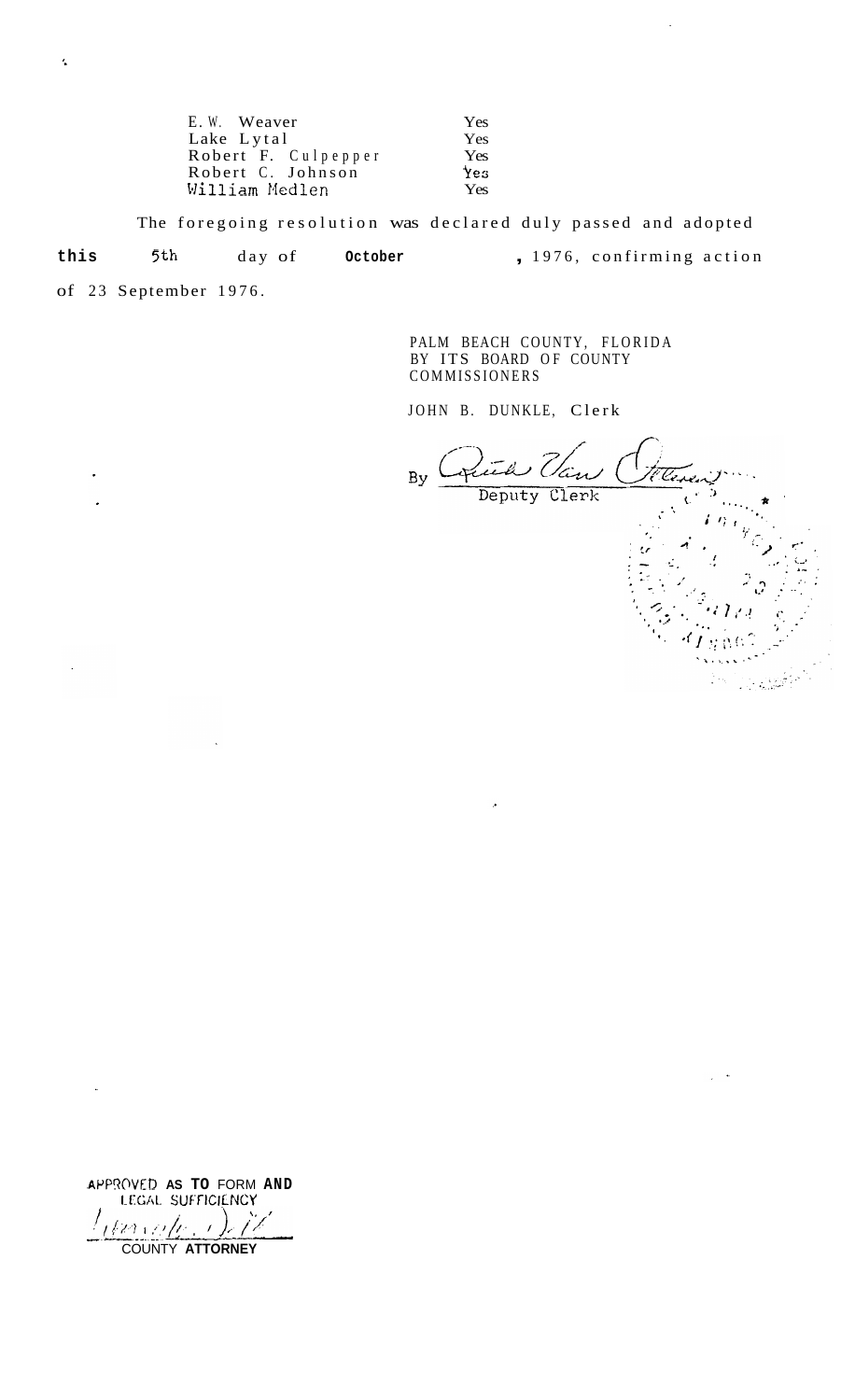| | |
|---|---|
| E. W. Weaver | Yes |
| Lake Lytal | Yes |
| Robert F. Culpepper | Yes |
| Robert C. Johnson | Yes |
| William Medlen | Yes |

The foregoing resolution was declared duly passed and adopted **this** 5th day of **October**, 1976, confirming action of 23 September 1976.

PALM BEACH COUNTY, FLORIDA
BY ITS BOARD OF COUNTY
COMMISSIONERS

JOHN B. DUNKLE, Clerk

By ______________________
Deputy Clerk

APPROVED AS TO FORM AND
LEGAL SUFFICIENCY

______________________
COUNTY ATTORNEY